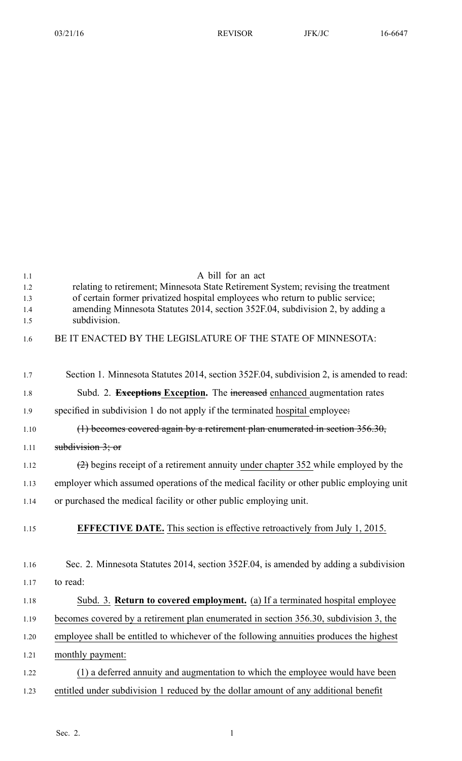A bill for an act

relating to retirement; Minnesota State Retirement System; revising the treatment of certain former privatized hospital employees who return to public service; amending Minnesota Statutes 2014, section 352F.04, subdivision 2, by adding a subdivision.

BE IT ENACTED BY THE LEGISLATURE OF THE STATE OF MINNESOTA:

Section 1. Minnesota Statutes 2014, section 352F.04, subdivision 2, is amended to read:

Subd. 2. ~~**Exceptions**~~ **Exception.** The ~~increased~~ enhanced augmentation rates specified in subdivision 1 do not apply if the terminated hospital employee~~:~~

~~(1) becomes covered again by a retirement plan enumerated in section 356.30, subdivision 3; or~~

~~(2)~~ begins receipt of a retirement annuity under chapter 352 while employed by the employer which assumed operations of the medical facility or other public employing unit or purchased the medical facility or other public employing unit.

**EFFECTIVE DATE.** This section is effective retroactively from July 1, 2015.

Sec. 2. Minnesota Statutes 2014, section 352F.04, is amended by adding a subdivision to read:

Subd. 3. **Return to covered employment.** (a) If a terminated hospital employee becomes covered by a retirement plan enumerated in section 356.30, subdivision 3, the employee shall be entitled to whichever of the following annuities produces the highest monthly payment:

(1) a deferred annuity and augmentation to which the employee would have been entitled under subdivision 1 reduced by the dollar amount of any additional benefit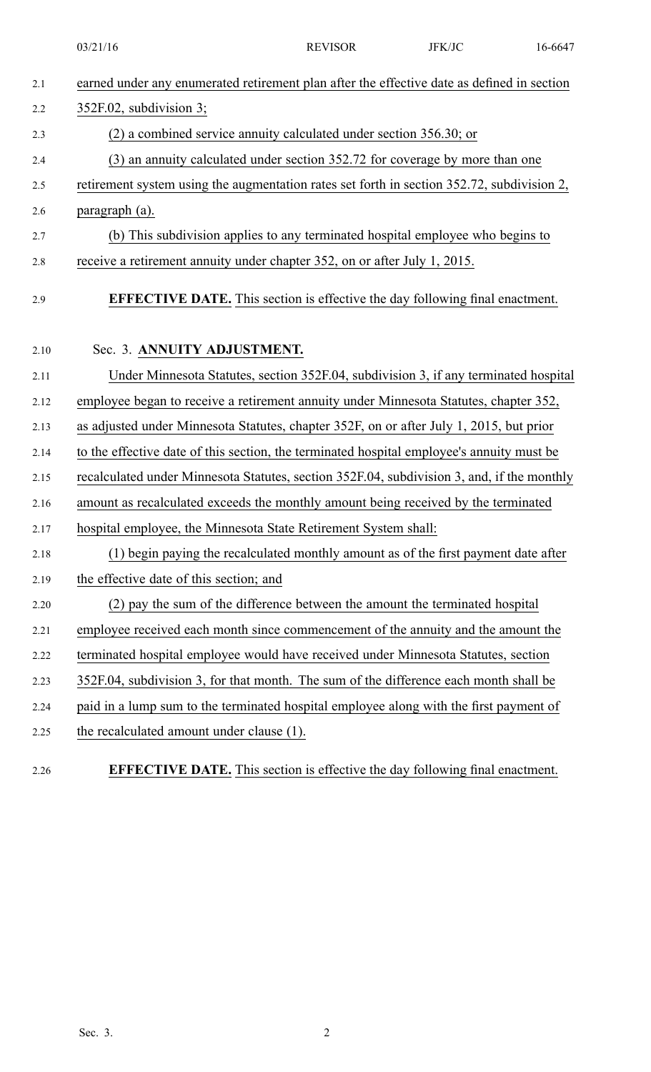earned under any enumerated retirement plan after the effective date as defined in section 352F.02, subdivision 3;

(2) a combined service annuity calculated under section 356.30; or

(3) an annuity calculated under section 352.72 for coverage by more than one retirement system using the augmentation rates set forth in section 352.72, subdivision 2, paragraph (a).

(b) This subdivision applies to any terminated hospital employee who begins to receive a retirement annuity under chapter 352, on or after July 1, 2015.

**EFFECTIVE DATE.** This section is effective the day following final enactment.

Sec. 3. **ANNUITY ADJUSTMENT.**

Under Minnesota Statutes, section 352F.04, subdivision 3, if any terminated hospital employee began to receive a retirement annuity under Minnesota Statutes, chapter 352, as adjusted under Minnesota Statutes, chapter 352F, on or after July 1, 2015, but prior to the effective date of this section, the terminated hospital employee's annuity must be recalculated under Minnesota Statutes, section 352F.04, subdivision 3, and, if the monthly amount as recalculated exceeds the monthly amount being received by the terminated hospital employee, the Minnesota State Retirement System shall:

(1) begin paying the recalculated monthly amount as of the first payment date after the effective date of this section; and

(2) pay the sum of the difference between the amount the terminated hospital employee received each month since commencement of the annuity and the amount the terminated hospital employee would have received under Minnesota Statutes, section 352F.04, subdivision 3, for that month. The sum of the difference each month shall be paid in a lump sum to the terminated hospital employee along with the first payment of the recalculated amount under clause (1).

**EFFECTIVE DATE.** This section is effective the day following final enactment.